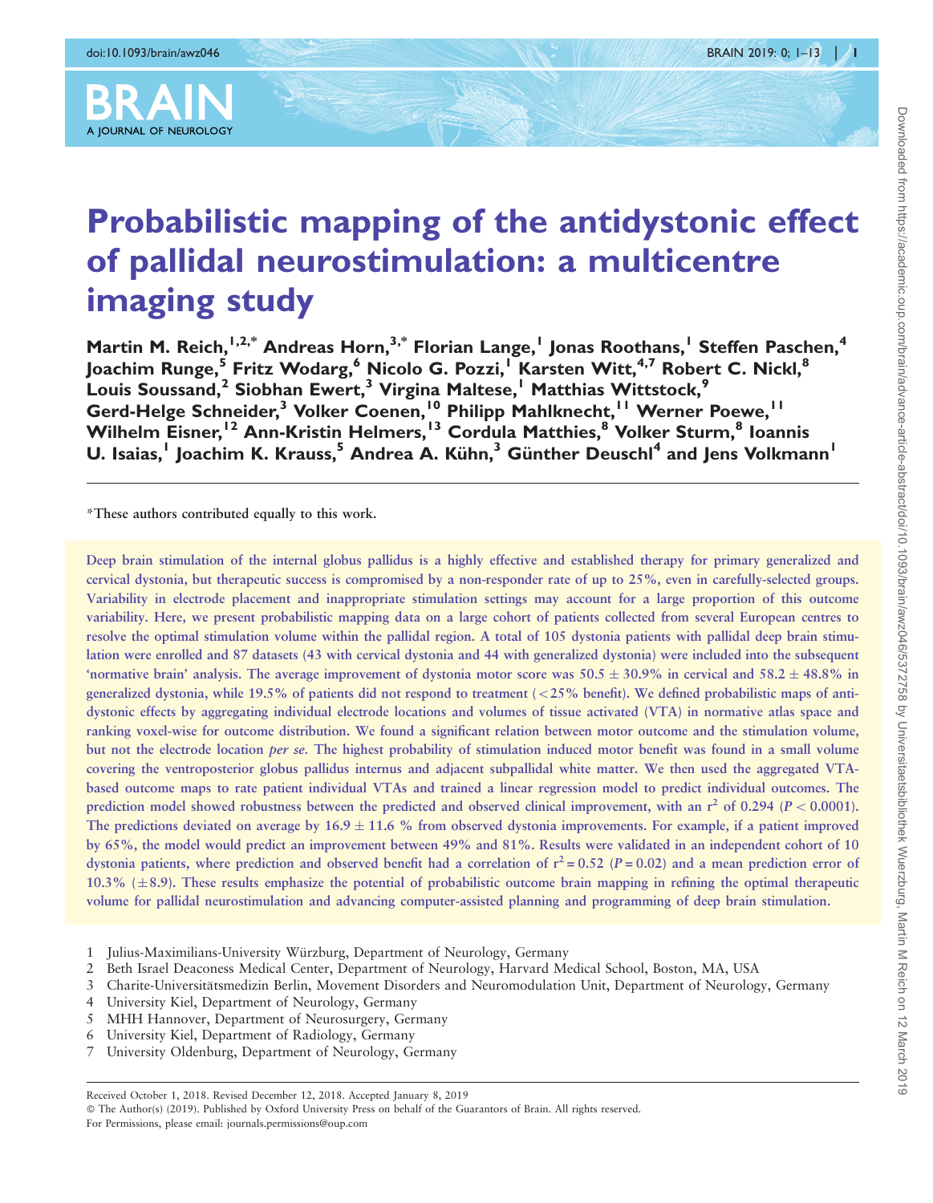# Probabilistic mapping of the antidystonic effect of pallidal neurostimulation: a multicentre imaging study

**Martin M. Reich,[1,2,*] Andreas Horn,[3,*] Florian Lange,[1] Jonas Roothans,[1] Steffen Paschen,[4] Joachim Runge,[5] Fritz Wodarg,[6] Nicolo G. Pozzi,[1] Karsten Witt,[4,7] Robert C. Nickl,[8] Louis Soussand,[2] Siobhan Ewert,[3] Virgina Maltese,[1] Matthias Wittstock,[9] Gerd-Helge Schneider,[3] Volker Coenen,[10] Philipp Mahlknecht,[11] Werner Poewe,[11] Wilhelm Eisner,[12] Ann-Kristin Helmers,[13] Cordula Matthies,[8] Volker Sturm,[8] Ioannis U. Isaias,[1] Joachim K. Krauss,[5] Andrea A. Kühn,[3] Günther Deuschl[4] and Jens Volkmann[1]**

*These authors contributed equally to this work.

Deep brain stimulation of the internal globus pallidus is a highly effective and established therapy for primary generalized and cervical dystonia, but therapeutic success is compromised by a non-responder rate of up to 25%, even in carefully-selected groups. Variability in electrode placement and inappropriate stimulation settings may account for a large proportion of this outcome variability. Here, we present probabilistic mapping data on a large cohort of patients collected from several European centres to resolve the optimal stimulation volume within the pallidal region. A total of 105 dystonia patients with pallidal deep brain stimulation were enrolled and 87 datasets (43 with cervical dystonia and 44 with generalized dystonia) were included into the subsequent 'normative brain' analysis. The average improvement of dystonia motor score was $50.5 \pm 30.9\%$ in cervical and $58.2 \pm 48.8\%$ in generalized dystonia, while 19.5% of patients did not respond to treatment (<25% benefit). We defined probabilistic maps of anti-dystonic effects by aggregating individual electrode locations and volumes of tissue activated (VTA) in normative atlas space and ranking voxel-wise for outcome distribution. We found a significant relation between motor outcome and the stimulation volume, but not the electrode location *per se*. The highest probability of stimulation induced motor benefit was found in a small volume covering the ventroposterior globus pallidus internus and adjacent subpallidal white matter. We then used the aggregated VTA-based outcome maps to rate patient individual VTAs and trained a linear regression model to predict individual outcomes. The prediction model showed robustness between the predicted and observed clinical improvement, with an $r^2$ of 0.294 ($P < 0.0001$). The predictions deviated on average by $16.9 \pm 11.6$ % from observed dystonia improvements. For example, if a patient improved by 65%, the model would predict an improvement between 49% and 81%. Results were validated in an independent cohort of 10 dystonia patients, where prediction and observed benefit had a correlation of $r^2 = 0.52$ ($P = 0.02$) and a mean prediction error of 10.3% ($\pm 8.9$). These results emphasize the potential of probabilistic outcome brain mapping in refining the optimal therapeutic volume for pallidal neurostimulation and advancing computer-assisted planning and programming of deep brain stimulation.

1 Julius-Maximilians-University Würzburg, Department of Neurology, Germany
2 Beth Israel Deaconess Medical Center, Department of Neurology, Harvard Medical School, Boston, MA, USA
3 Charite-Universitätsmedizin Berlin, Movement Disorders and Neuromodulation Unit, Department of Neurology, Germany
4 University Kiel, Department of Neurology, Germany
5 MHH Hannover, Department of Neurosurgery, Germany
6 University Kiel, Department of Radiology, Germany
7 University Oldenburg, Department of Neurology, Germany

Received October 1, 2018. Revised December 12, 2018. Accepted January 8, 2019
© The Author(s) (2019). Published by Oxford University Press on behalf of the Guarantors of Brain. All rights reserved.
For Permissions, please email: journals.permissions@oup.com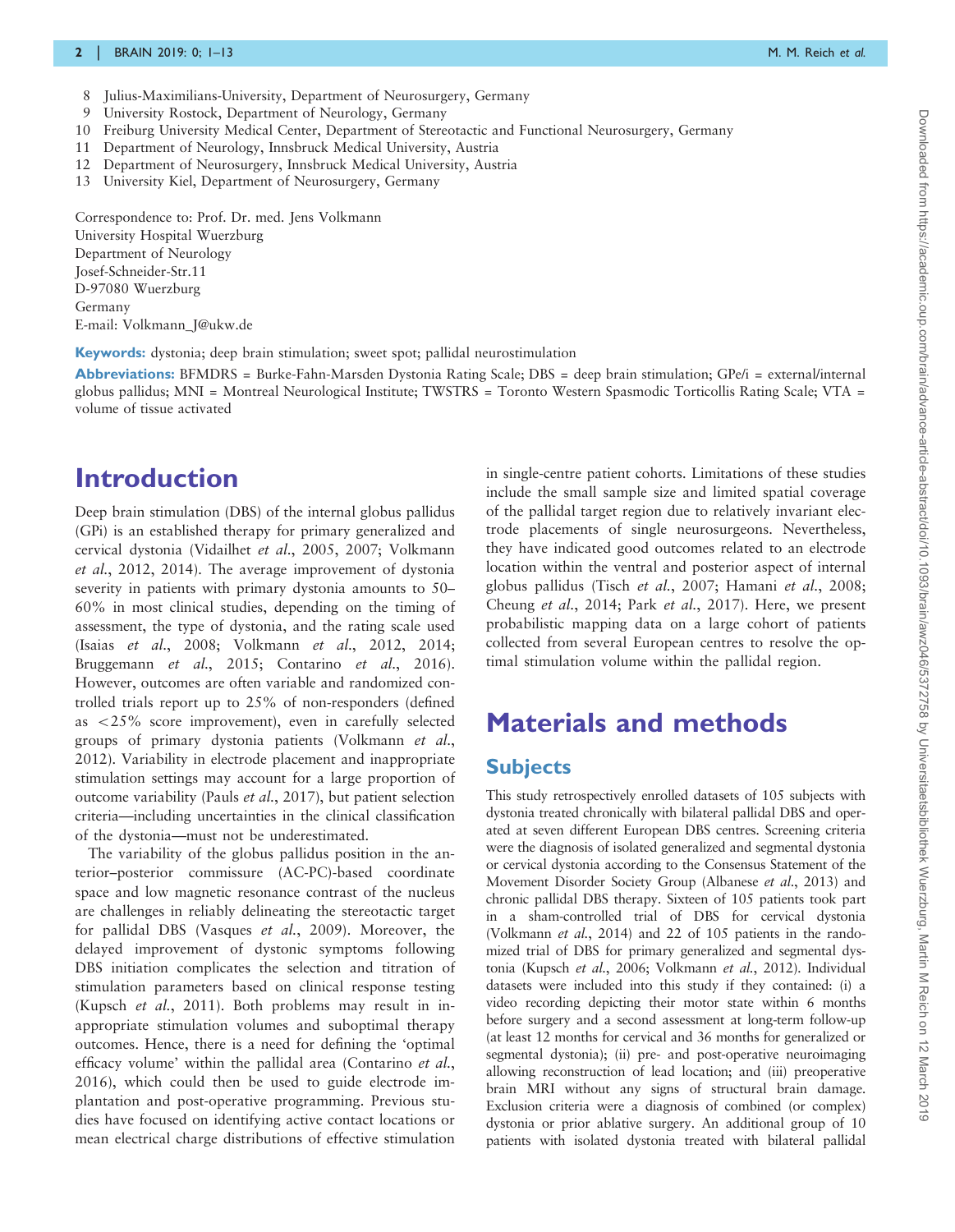8 Julius-Maximilians-University, Department of Neurosurgery, Germany
9 University Rostock, Department of Neurology, Germany
10 Freiburg University Medical Center, Department of Stereotactic and Functional Neurosurgery, Germany
11 Department of Neurology, Innsbruck Medical University, Austria
12 Department of Neurosurgery, Innsbruck Medical University, Austria
13 University Kiel, Department of Neurosurgery, Germany

Correspondence to: Prof. Dr. med. Jens Volkmann
University Hospital Wuerzburg
Department of Neurology
Josef-Schneider-Str.11
D-97080 Wuerzburg
Germany
E-mail: Volkmann_J@ukw.de

**Keywords:** dystonia; deep brain stimulation; sweet spot; pallidal neurostimulation

**Abbreviations:** BFMDRS = Burke-Fahn-Marsden Dystonia Rating Scale; DBS = deep brain stimulation; GPe/i = external/internal globus pallidus; MNI = Montreal Neurological Institute; TWSTRS = Toronto Western Spasmodic Torticollis Rating Scale; VTA = volume of tissue activated

# Introduction

Deep brain stimulation (DBS) of the internal globus pallidus (GPi) is an established therapy for primary generalized and cervical dystonia (Vidailhet *et al.*, 2005, 2007; Volkmann *et al.*, 2012, 2014). The average improvement of dystonia severity in patients with primary dystonia amounts to 50–60% in most clinical studies, depending on the timing of assessment, the type of dystonia, and the rating scale used (Isaias *et al.*, 2008; Volkmann *et al.*, 2012, 2014; Bruggemann *et al.*, 2015; Contarino *et al.*, 2016). However, outcomes are often variable and randomized controlled trials report up to 25% of non-responders (defined as <25% score improvement), even in carefully selected groups of primary dystonia patients (Volkmann *et al.*, 2012). Variability in electrode placement and inappropriate stimulation settings may account for a large proportion of outcome variability (Pauls *et al.*, 2017), but patient selection criteria—including uncertainties in the clinical classification of the dystonia—must not be underestimated.

The variability of the globus pallidus position in the anterior–posterior commissure (AC-PC)-based coordinate space and low magnetic resonance contrast of the nucleus are challenges in reliably delineating the stereotactic target for pallidal DBS (Vasques *et al.*, 2009). Moreover, the delayed improvement of dystonic symptoms following DBS initiation complicates the selection and titration of stimulation parameters based on clinical response testing (Kupsch *et al.*, 2011). Both problems may result in inappropriate stimulation volumes and suboptimal therapy outcomes. Hence, there is a need for defining the 'optimal efficacy volume' within the pallidal area (Contarino *et al.*, 2016), which could then be used to guide electrode implantation and post-operative programming. Previous studies have focused on identifying active contact locations or mean electrical charge distributions of effective stimulation in single-centre patient cohorts. Limitations of these studies include the small sample size and limited spatial coverage of the pallidal target region due to relatively invariant electrode placements of single neurosurgeons. Nevertheless, they have indicated good outcomes related to an electrode location within the ventral and posterior aspect of internal globus pallidus (Tisch *et al.*, 2007; Hamani *et al.*, 2008; Cheung *et al.*, 2014; Park *et al.*, 2017). Here, we present probabilistic mapping data on a large cohort of patients collected from several European centres to resolve the optimal stimulation volume within the pallidal region.

# Materials and methods

## Subjects

This study retrospectively enrolled datasets of 105 subjects with dystonia treated chronically with bilateral pallidal DBS and operated at seven different European DBS centres. Screening criteria were the diagnosis of isolated generalized and segmental dystonia or cervical dystonia according to the Consensus Statement of the Movement Disorder Society Group (Albanese *et al.*, 2013) and chronic pallidal DBS therapy. Sixteen of 105 patients took part in a sham-controlled trial of DBS for cervical dystonia (Volkmann *et al.*, 2014) and 22 of 105 patients in the randomized trial of DBS for primary generalized and segmental dystonia (Kupsch *et al.*, 2006; Volkmann *et al.*, 2012). Individual datasets were included into this study if they contained: (i) a video recording depicting their motor state within 6 months before surgery and a second assessment at long-term follow-up (at least 12 months for cervical and 36 months for generalized or segmental dystonia); (ii) pre- and post-operative neuroimaging allowing reconstruction of lead location; and (iii) preoperative brain MRI without any signs of structural brain damage. Exclusion criteria were a diagnosis of combined (or complex) dystonia or prior ablative surgery. An additional group of 10 patients with isolated dystonia treated with bilateral pallidal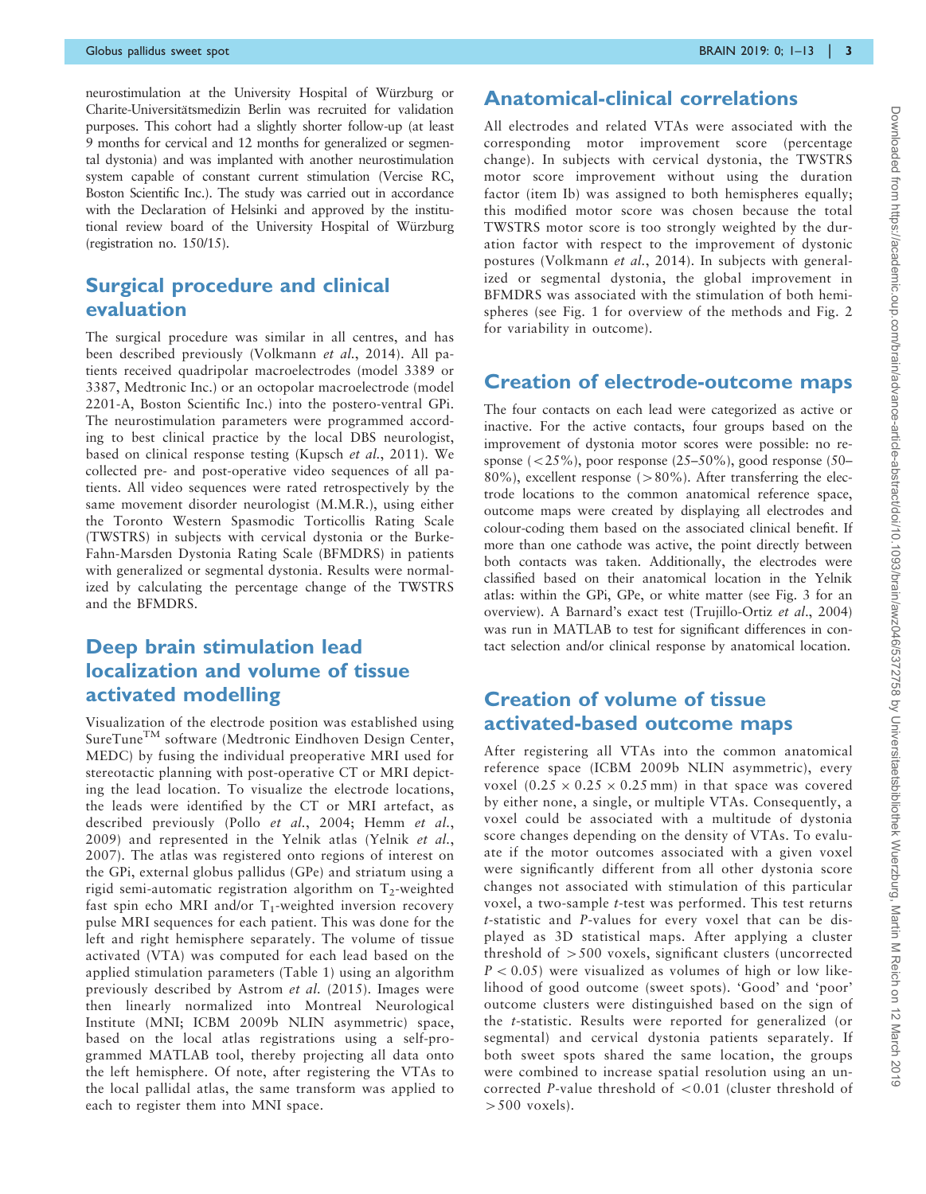neurostimulation at the University Hospital of Würzburg or Charite-Universitätsmedizin Berlin was recruited for validation purposes. This cohort had a slightly shorter follow-up (at least 9 months for cervical and 12 months for generalized or segmental dystonia) and was implanted with another neurostimulation system capable of constant current stimulation (Vercise RC, Boston Scientific Inc.). The study was carried out in accordance with the Declaration of Helsinki and approved by the institutional review board of the University Hospital of Würzburg (registration no. 150/15).

## Surgical procedure and clinical evaluation

The surgical procedure was similar in all centres, and has been described previously (Volkmann *et al.*, 2014). All patients received quadripolar macroelectrodes (model 3389 or 3387, Medtronic Inc.) or an octopolar macroelectrode (model 2201-A, Boston Scientific Inc.) into the postero-ventral GPi. The neurostimulation parameters were programmed according to best clinical practice by the local DBS neurologist, based on clinical response testing (Kupsch *et al.*, 2011). We collected pre- and post-operative video sequences of all patients. All video sequences were rated retrospectively by the same movement disorder neurologist (M.M.R.), using either the Toronto Western Spasmodic Torticollis Rating Scale (TWSTRS) in subjects with cervical dystonia or the Burke-Fahn-Marsden Dystonia Rating Scale (BFMDRS) in patients with generalized or segmental dystonia. Results were normalized by calculating the percentage change of the TWSTRS and the BFMDRS.

## Deep brain stimulation lead localization and volume of tissue activated modelling

Visualization of the electrode position was established using SureTune™ software (Medtronic Eindhoven Design Center, MEDC) by fusing the individual preoperative MRI used for stereotactic planning with post-operative CT or MRI depicting the lead location. To visualize the electrode locations, the leads were identified by the CT or MRI artefact, as described previously (Pollo *et al.*, 2004; Hemm *et al.*, 2009) and represented in the Yelnik atlas (Yelnik *et al.*, 2007). The atlas was registered onto regions of interest on the GPi, external globus pallidus (GPe) and striatum using a rigid semi-automatic registration algorithm on $T_2$-weighted fast spin echo MRI and/or $T_1$-weighted inversion recovery pulse MRI sequences for each patient. This was done for the left and right hemisphere separately. The volume of tissue activated (VTA) was computed for each lead based on the applied stimulation parameters (Table 1) using an algorithm previously described by Astrom *et al.* (2015). Images were then linearly normalized into Montreal Neurological Institute (MNI; ICBM 2009b NLIN asymmetric) space, based on the local atlas registrations using a self-programmed MATLAB tool, thereby projecting all data onto the left hemisphere. Of note, after registering the VTAs to the local pallidal atlas, the same transform was applied to each to register them into MNI space.

## Anatomical-clinical correlations

All electrodes and related VTAs were associated with the corresponding motor improvement score (percentage change). In subjects with cervical dystonia, the TWSTRS motor score improvement without using the duration factor (item Ib) was assigned to both hemispheres equally; this modified motor score was chosen because the total TWSTRS motor score is too strongly weighted by the duration factor with respect to the improvement of dystonic postures (Volkmann *et al.*, 2014). In subjects with generalized or segmental dystonia, the global improvement in BFMDRS was associated with the stimulation of both hemispheres (see Fig. 1 for overview of the methods and Fig. 2 for variability in outcome).

## Creation of electrode-outcome maps

The four contacts on each lead were categorized as active or inactive. For the active contacts, four groups based on the improvement of dystonia motor scores were possible: no response (<25%), poor response (25–50%), good response (50–80%), excellent response (>80%). After transferring the electrode locations to the common anatomical reference space, outcome maps were created by displaying all electrodes and colour-coding them based on the associated clinical benefit. If more than one cathode was active, the point directly between both contacts was taken. Additionally, the electrodes were classified based on their anatomical location in the Yelnik atlas: within the GPi, GPe, or white matter (see Fig. 3 for an overview). A Barnard's exact test (Trujillo-Ortiz *et al.*, 2004) was run in MATLAB to test for significant differences in contact selection and/or clinical response by anatomical location.

## Creation of volume of tissue activated-based outcome maps

After registering all VTAs into the common anatomical reference space (ICBM 2009b NLIN asymmetric), every voxel ($0.25 \times 0.25 \times 0.25$ mm) in that space was covered by either none, a single, or multiple VTAs. Consequently, a voxel could be associated with a multitude of dystonia score changes depending on the density of VTAs. To evaluate if the motor outcomes associated with a given voxel were significantly different from all other dystonia score changes not associated with stimulation of this particular voxel, a two-sample *t*-test was performed. This test returns *t*-statistic and *P*-values for every voxel that can be displayed as 3D statistical maps. After applying a cluster threshold of >500 voxels, significant clusters (uncorrected $P < 0.05$) were visualized as volumes of high or low likelihood of good outcome (sweet spots). 'Good' and 'poor' outcome clusters were distinguished based on the sign of the *t*-statistic. Results were reported for generalized (or segmental) and cervical dystonia patients separately. If both sweet spots shared the same location, the groups were combined to increase spatial resolution using an uncorrected *P*-value threshold of <0.01 (cluster threshold of >500 voxels).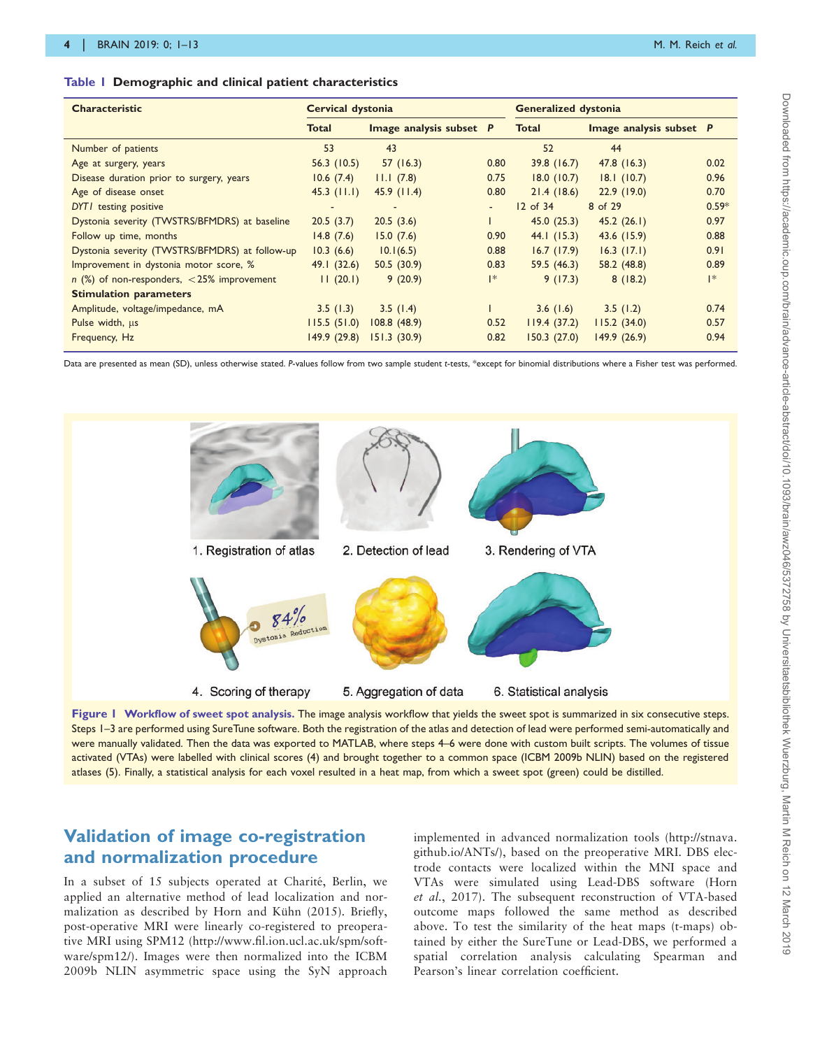**Table 1 Demographic and clinical patient characteristics**

| Characteristic | Cervical dystonia | | | Generalized dystonia | | |
|---|---|---|---|---|---|---|
| | Total | Image analysis subset | P | Total | Image analysis subset | P |
| Number of patients | 53 | 43 | | 52 | 44 | |
| Age at surgery, years | 56.3 (10.5) | 57 (16.3) | 0.80 | 39.8 (16.7) | 47.8 (16.3) | 0.02 |
| Disease duration prior to surgery, years | 10.6 (7.4) | 11.1 (7.8) | 0.75 | 18.0 (10.7) | 18.1 (10.7) | 0.96 |
| Age of disease onset | 45.3 (11.1) | 45.9 (11.4) | 0.80 | 21.4 (18.6) | 22.9 (19.0) | 0.70 |
| *DYT1* testing positive | - | - | - | 12 of 34 | 8 of 29 | 0.59* |
| Dystonia severity (TWSTRS/BFMDRS) at baseline | 20.5 (3.7) | 20.5 (3.6) | 1 | 45.0 (25.3) | 45.2 (26.1) | 0.97 |
| Follow up time, months | 14.8 (7.6) | 15.0 (7.6) | 0.90 | 44.1 (15.3) | 43.6 (15.9) | 0.88 |
| Dystonia severity (TWSTRS/BFMDRS) at follow-up | 10.3 (6.6) | 10.1(6.5) | 0.88 | 16.7 (17.9) | 16.3 (17.1) | 0.91 |
| Improvement in dystonia motor score, % | 49.1 (32.6) | 50.5 (30.9) | 0.83 | 59.5 (46.3) | 58.2 (48.8) | 0.89 |
| *n* (%) of non-responders, <25% improvement | 11 (20.1) | 9 (20.9) | 1* | 9 (17.3) | 8 (18.2) | 1* |
| **Stimulation parameters** | | | | | | |
| Amplitude, voltage/impedance, mA | 3.5 (1.3) | 3.5 (1.4) | 1 | 3.6 (1.6) | 3.5 (1.2) | 0.74 |
| Pulse width, µs | 115.5 (51.0) | 108.8 (48.9) | 0.52 | 119.4 (37.2) | 115.2 (34.0) | 0.57 |
| Frequency, Hz | 149.9 (29.8) | 151.3 (30.9) | 0.82 | 150.3 (27.0) | 149.9 (26.9) | 0.94 |

Data are presented as mean (SD), unless otherwise stated. *P*-values follow from two sample student *t*-tests, *except for binomial distributions where a Fisher test was performed.

**Figure 1 Workflow of sweet spot analysis.** The image analysis workflow that yields the sweet spot is summarized in six consecutive steps. Steps 1–3 are performed using SureTune software. Both the registration of the atlas and detection of lead were performed semi-automatically and were manually validated. Then the data was exported to MATLAB, where steps 4–6 were done with custom built scripts. The volumes of tissue activated (VTAs) were labelled with clinical scores (4) and brought together to a common space (ICBM 2009b NLIN) based on the registered atlases (5). Finally, a statistical analysis for each voxel resulted in a heat map, from which a sweet spot (green) could be distilled.

## Validation of image co-registration and normalization procedure

In a subset of 15 subjects operated at Charité, Berlin, we applied an alternative method of lead localization and normalization as described by Horn and Kühn (2015). Briefly, post-operative MRI were linearly co-registered to preoperative MRI using SPM12 (http://www.fil.ion.ucl.ac.uk/spm/software/spm12/). Images were then normalized into the ICBM 2009b NLIN asymmetric space using the SyN approach implemented in advanced normalization tools (http://stnava.github.io/ANTs/), based on the preoperative MRI. DBS electrode contacts were localized within the MNI space and VTAs were simulated using Lead-DBS software (Horn *et al.*, 2017). The subsequent reconstruction of VTA-based outcome maps followed the same method as described above. To test the similarity of the heat maps (t-maps) obtained by either the SureTune or Lead-DBS, we performed a spatial correlation analysis calculating Spearman and Pearson's linear correlation coefficient.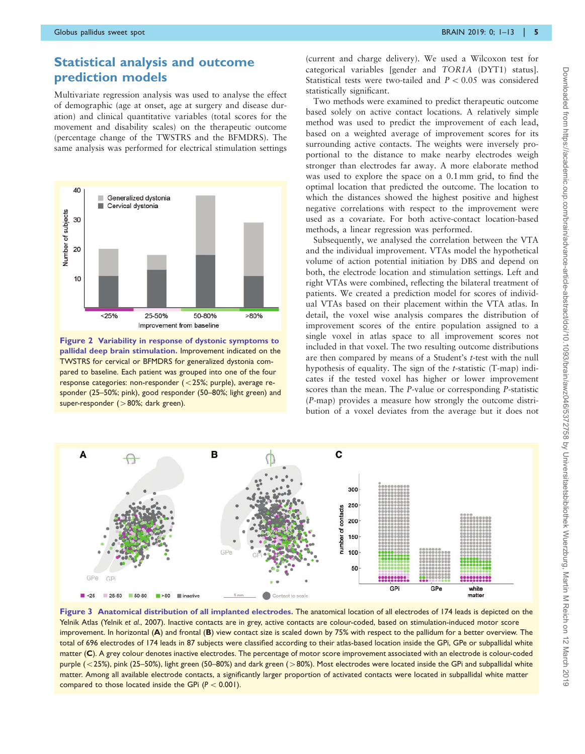## Statistical analysis and outcome prediction models

Multivariate regression analysis was used to analyse the effect of demographic (age at onset, age at surgery and disease duration) and clinical quantitative variables (total scores for the movement and disability scales) on the therapeutic outcome (percentage change of the TWSTRS and the BFMDRS). The same analysis was performed for electrical stimulation settings (current and charge delivery). We used a Wilcoxon test for categorical variables [gender and *TOR1A* (DYT1) status]. Statistical tests were two-tailed and $P < 0.05$ was considered statistically significant.

40
30
20
10
Number of subjects
Generalized dystonia
Cervical dystonia
<25%
25-50%
50-80%
>80%
Improvement from baseline

**Figure 2 Variability in response of dystonic symptoms to pallidal deep brain stimulation.** Improvement indicated on the TWSTRS for cervical or BFMDRS for generalized dystonia compared to baseline. Each patient was grouped into one of the four response categories: non-responder (<25%; purple), average responder (25–50%; pink), good responder (50–80%; light green) and super-responder (>80%; dark green).

Two methods were examined to predict therapeutic outcome based solely on active contact locations. A relatively simple method was used to predict the improvement of each lead, based on a weighted average of improvement scores for its surrounding active contacts. The weights were inversely proportional to the distance to make nearby electrodes weigh stronger than electrodes far away. A more elaborate method was used to explore the space on a 0.1 mm grid, to find the optimal location that predicted the outcome. The location to which the distances showed the highest positive and highest negative correlations with respect to the improvement were used as a covariate. For both active-contact location-based methods, a linear regression was performed.

Subsequently, we analysed the correlation between the VTA and the individual improvement. VTAs model the hypothetical volume of action potential initiation by DBS and depend on both, the electrode location and stimulation settings. Left and right VTAs were combined, reflecting the bilateral treatment of patients. We created a prediction model for scores of individual VTAs based on their placement within the VTA atlas. In detail, the voxel wise analysis compares the distribution of improvement scores of the entire population assigned to a single voxel in atlas space to all improvement scores not included in that voxel. The two resulting outcome distributions are then compared by means of a Student's *t*-test with the null hypothesis of equality. The sign of the *t*-statistic (T-map) indicates if the tested voxel has higher or lower improvement scores than the mean. The *P*-value or corresponding *P*-statistic (*P*-map) provides a measure how strongly the outcome distribution of a voxel deviates from the average but it does not

A
B
C
GPe
GPi
GPe
GPi
300
250
200
150
100
50
number of contacts
GPi
GPe
white matter
<25
25-50
50-80
>80
inactive
5 mm
Contact to scale

**Figure 3 Anatomical distribution of all implanted electrodes.** The anatomical location of all electrodes of 174 leads is depicted on the Yelnik Atlas (Yelnik *et al.*, 2007). Inactive contacts are in grey, active contacts are colour-coded, based on stimulation-induced motor score improvement. In horizontal (**A**) and frontal (**B**) view contact size is scaled down by 75% with respect to the pallidum for a better overview. The total of 696 electrodes of 174 leads in 87 subjects were classified according to their atlas-based location inside the GPi, GPe or subpallidal white matter (**C**). A grey colour denotes inactive electrodes. The percentage of motor score improvement associated with an electrode is colour-coded purple (<25%), pink (25–50%), light green (50–80%) and dark green (>80%). Most electrodes were located inside the GPi and subpallidal white matter. Among all available electrode contacts, a significantly larger proportion of activated contacts were located in subpallidal white matter compared to those located inside the GPi ($P < 0.001$).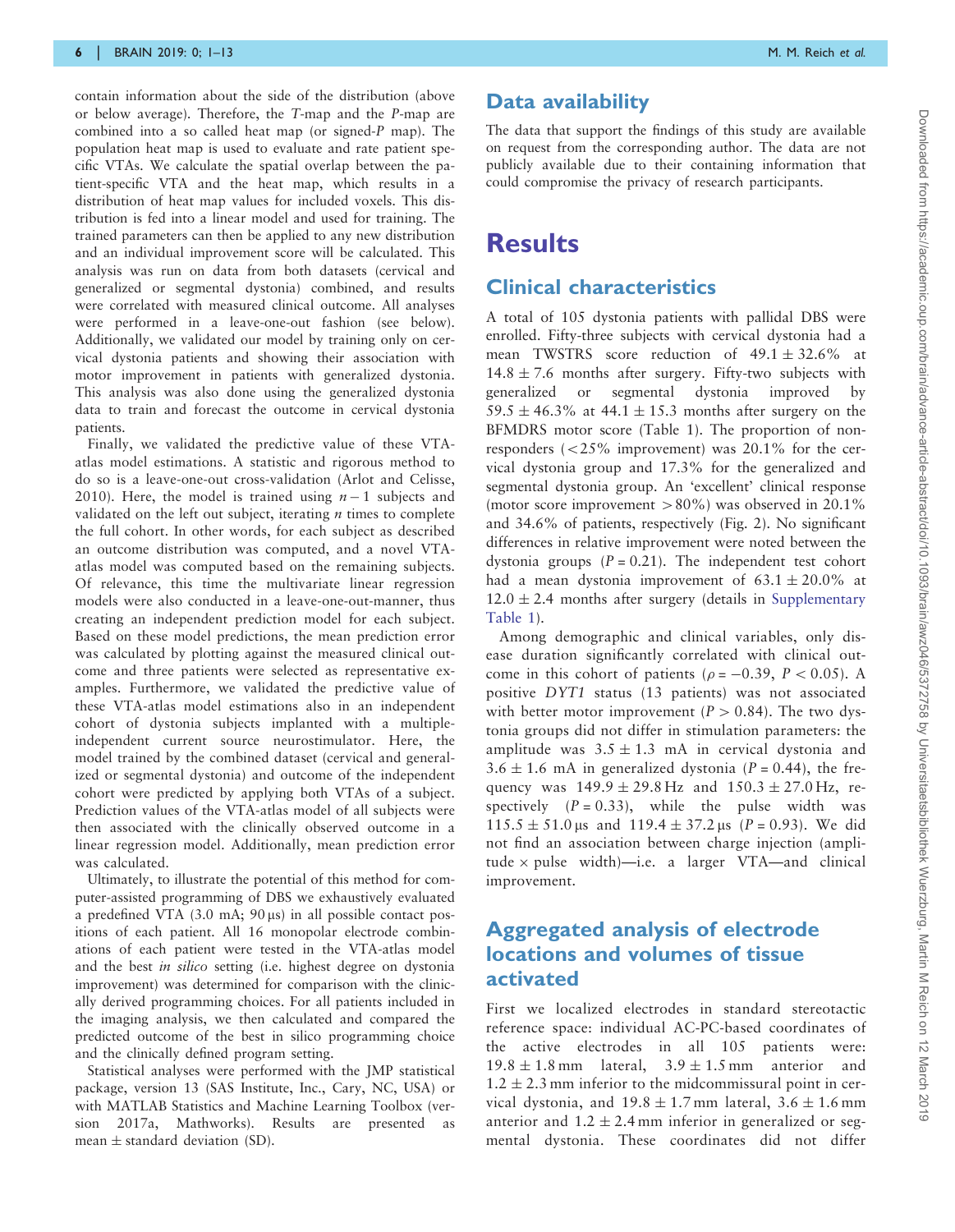contain information about the side of the distribution (above or below average). Therefore, the *T*-map and the *P*-map are combined into a so called heat map (or signed-*P* map). The population heat map is used to evaluate and rate patient specific VTAs. We calculate the spatial overlap between the patient-specific VTA and the heat map, which results in a distribution of heat map values for included voxels. This distribution is fed into a linear model and used for training. The trained parameters can then be applied to any new distribution and an individual improvement score will be calculated. This analysis was run on data from both datasets (cervical and generalized or segmental dystonia) combined, and results were correlated with measured clinical outcome. All analyses were performed in a leave-one-out fashion (see below). Additionally, we validated our model by training only on cervical dystonia patients and showing their association with motor improvement in patients with generalized dystonia. This analysis was also done using the generalized dystonia data to train and forecast the outcome in cervical dystonia patients.

Finally, we validated the predictive value of these VTA-atlas model estimations. A statistic and rigorous method to do so is a leave-one-out cross-validation (Arlot and Celisse, 2010). Here, the model is trained using $n-1$ subjects and validated on the left out subject, iterating $n$ times to complete the full cohort. In other words, for each subject as described an outcome distribution was computed, and a novel VTA-atlas model was computed based on the remaining subjects. Of relevance, this time the multivariate linear regression models were also conducted in a leave-one-out-manner, thus creating an independent prediction model for each subject. Based on these model predictions, the mean prediction error was calculated by plotting against the measured clinical outcome and three patients were selected as representative examples. Furthermore, we validated the predictive value of these VTA-atlas model estimations also in an independent cohort of dystonia subjects implanted with a multiple-independent current source neurostimulator. Here, the model trained by the combined dataset (cervical and generalized or segmental dystonia) and outcome of the independent cohort were predicted by applying both VTAs of a subject. Prediction values of the VTA-atlas model of all subjects were then associated with the clinically observed outcome in a linear regression model. Additionally, mean prediction error was calculated.

Ultimately, to illustrate the potential of this method for computer-assisted programming of DBS we exhaustively evaluated a predefined VTA (3.0 mA; 90 µs) in all possible contact positions of each patient. All 16 monopolar electrode combinations of each patient were tested in the VTA-atlas model and the best *in silico* setting (i.e. highest degree on dystonia improvement) was determined for comparison with the clinically derived programming choices. For all patients included in the imaging analysis, we then calculated and compared the predicted outcome of the best in silico programming choice and the clinically defined program setting.

Statistical analyses were performed with the JMP statistical package, version 13 (SAS Institute, Inc., Cary, NC, USA) or with MATLAB Statistics and Machine Learning Toolbox (version 2017a, Mathworks). Results are presented as mean ± standard deviation (SD).

## Data availability

The data that support the findings of this study are available on request from the corresponding author. The data are not publicly available due to their containing information that could compromise the privacy of research participants.

# Results

## Clinical characteristics

A total of 105 dystonia patients with pallidal DBS were enrolled. Fifty-three subjects with cervical dystonia had a mean TWSTRS score reduction of 49.1 ± 32.6% at 14.8 ± 7.6 months after surgery. Fifty-two subjects with generalized or segmental dystonia improved by 59.5 ± 46.3% at 44.1 ± 15.3 months after surgery on the BFMDRS motor score (Table 1). The proportion of non-responders (<25% improvement) was 20.1% for the cervical dystonia group and 17.3% for the generalized and segmental dystonia group. An 'excellent' clinical response (motor score improvement >80%) was observed in 20.1% and 34.6% of patients, respectively (Fig. 2). No significant differences in relative improvement were noted between the dystonia groups ($P = 0.21$). The independent test cohort had a mean dystonia improvement of 63.1 ± 20.0% at 12.0 ± 2.4 months after surgery (details in Supplementary Table 1).

Among demographic and clinical variables, only disease duration significantly correlated with clinical outcome in this cohort of patients ($\rho = -0.39$, $P < 0.05$). A positive *DYT1* status (13 patients) was not associated with better motor improvement ($P > 0.84$). The two dystonia groups did not differ in stimulation parameters: the amplitude was 3.5 ± 1.3 mA in cervical dystonia and 3.6 ± 1.6 mA in generalized dystonia ($P = 0.44$), the frequency was 149.9 ± 29.8 Hz and 150.3 ± 27.0 Hz, respectively ($P = 0.33$), while the pulse width was 115.5 ± 51.0 µs and 119.4 ± 37.2 µs ($P = 0.93$). We did not find an association between charge injection (amplitude × pulse width)—i.e. a larger VTA—and clinical improvement.

## Aggregated analysis of electrode locations and volumes of tissue activated

First we localized electrodes in standard stereotactic reference space: individual AC-PC-based coordinates of the active electrodes in all 105 patients were: 19.8 ± 1.8 mm lateral, 3.9 ± 1.5 mm anterior and 1.2 ± 2.3 mm inferior to the midcommissural point in cervical dystonia, and 19.8 ± 1.7 mm lateral, 3.6 ± 1.6 mm anterior and 1.2 ± 2.4 mm inferior in generalized or segmental dystonia. These coordinates did not differ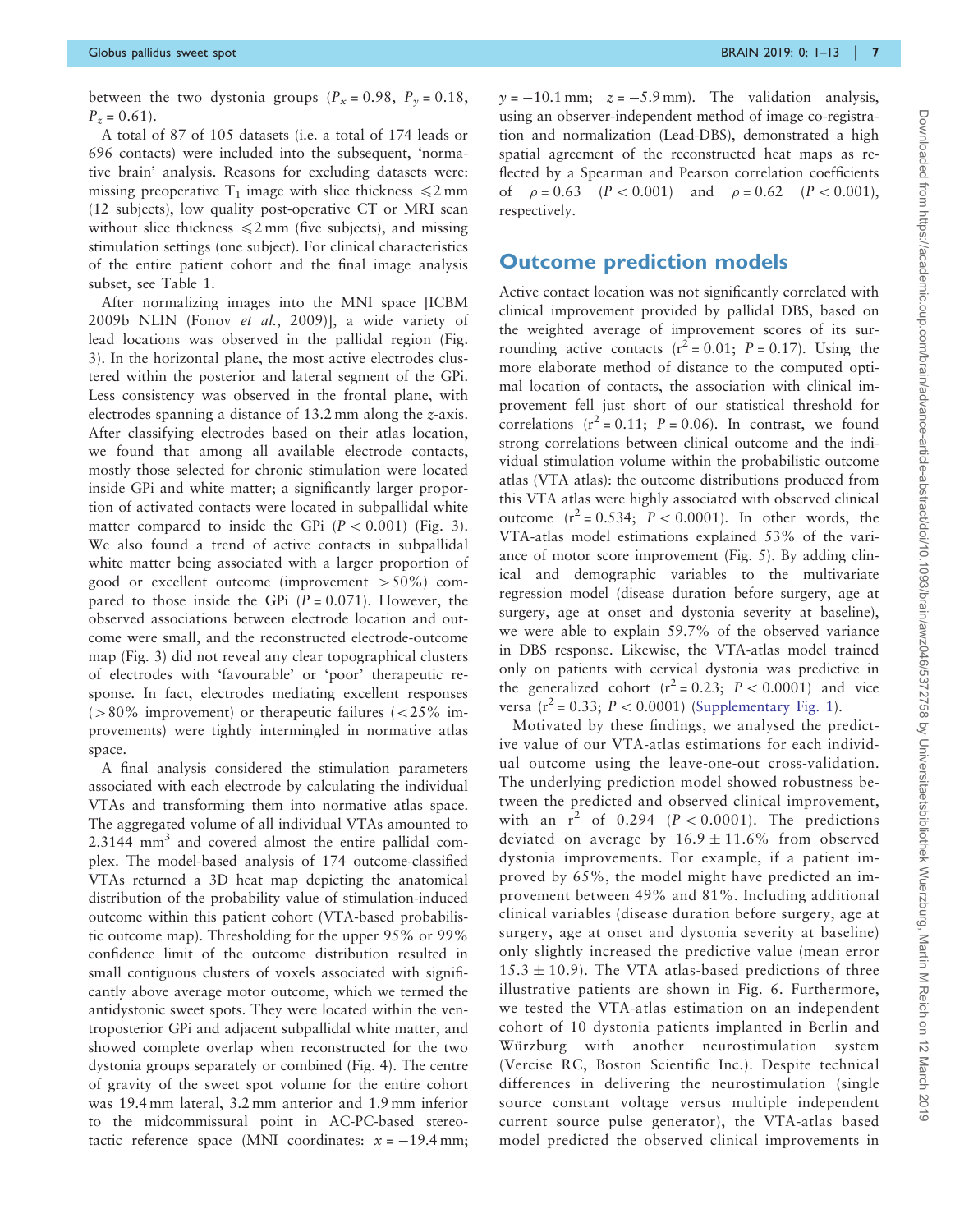between the two dystonia groups ($P_x = 0.98$, $P_y = 0.18$, $P_z = 0.61$).

A total of 87 of 105 datasets (i.e. a total of 174 leads or 696 contacts) were included into the subsequent, 'normative brain' analysis. Reasons for excluding datasets were: missing preoperative $T_1$ image with slice thickness $\leqslant 2$ mm (12 subjects), low quality post-operative CT or MRI scan without slice thickness $\leqslant 2$ mm (five subjects), and missing stimulation settings (one subject). For clinical characteristics of the entire patient cohort and the final image analysis subset, see Table 1.

After normalizing images into the MNI space [ICBM 2009b NLIN (Fonov *et al.*, 2009)], a wide variety of lead locations was observed in the pallidal region (Fig. 3). In the horizontal plane, the most active electrodes clustered within the posterior and lateral segment of the GPi. Less consistency was observed in the frontal plane, with electrodes spanning a distance of 13.2 mm along the *z*-axis. After classifying electrodes based on their atlas location, we found that among all available electrode contacts, mostly those selected for chronic stimulation were located inside GPi and white matter; a significantly larger proportion of activated contacts were located in subpallidal white matter compared to inside the GPi ($P < 0.001$) (Fig. 3). We also found a trend of active contacts in subpallidal white matter being associated with a larger proportion of good or excellent outcome (improvement $> 50\%$) compared to those inside the GPi ($P = 0.071$). However, the observed associations between electrode location and outcome were small, and the reconstructed electrode-outcome map (Fig. 3) did not reveal any clear topographical clusters of electrodes with 'favourable' or 'poor' therapeutic response. In fact, electrodes mediating excellent responses ($> 80\%$ improvement) or therapeutic failures ($< 25\%$ improvements) were tightly intermingled in normative atlas space.

A final analysis considered the stimulation parameters associated with each electrode by calculating the individual VTAs and transforming them into normative atlas space. The aggregated volume of all individual VTAs amounted to 2.3144 $\text{mm}^3$ and covered almost the entire pallidal complex. The model-based analysis of 174 outcome-classified VTAs returned a 3D heat map depicting the anatomical distribution of the probability value of stimulation-induced outcome within this patient cohort (VTA-based probabilistic outcome map). Thresholding for the upper 95% or 99% confidence limit of the outcome distribution resulted in small contiguous clusters of voxels associated with significantly above average motor outcome, which we termed the antidystonic sweet spots. They were located within the ventroposterior GPi and adjacent subpallidal white matter, and showed complete overlap when reconstructed for the two dystonia groups separately or combined (Fig. 4). The centre of gravity of the sweet spot volume for the entire cohort was 19.4 mm lateral, 3.2 mm anterior and 1.9 mm inferior to the midcommissural point in AC-PC-based stereotactic reference space (MNI coordinates: $x = -19.4$ mm; $y = -10.1$ mm; $z = -5.9$ mm). The validation analysis, using an observer-independent method of image co-registration and normalization (Lead-DBS), demonstrated a high spatial agreement of the reconstructed heat maps as reflected by a Spearman and Pearson correlation coefficients of $\rho = 0.63$ ($P < 0.001$) and $\rho = 0.62$ ($P < 0.001$), respectively.

## Outcome prediction models

Active contact location was not significantly correlated with clinical improvement provided by pallidal DBS, based on the weighted average of improvement scores of its surrounding active contacts ($r^2 = 0.01$; $P = 0.17$). Using the more elaborate method of distance to the computed optimal location of contacts, the association with clinical improvement fell just short of our statistical threshold for correlations ($r^2 = 0.11$; $P = 0.06$). In contrast, we found strong correlations between clinical outcome and the individual stimulation volume within the probabilistic outcome atlas (VTA atlas): the outcome distributions produced from this VTA atlas were highly associated with observed clinical outcome ($r^2 = 0.534$; $P < 0.0001$). In other words, the VTA-atlas model estimations explained 53% of the variance of motor score improvement (Fig. 5). By adding clinical and demographic variables to the multivariate regression model (disease duration before surgery, age at surgery, age at onset and dystonia severity at baseline), we were able to explain 59.7% of the observed variance in DBS response. Likewise, the VTA-atlas model trained only on patients with cervical dystonia was predictive in the generalized cohort ($r^2 = 0.23$; $P < 0.0001$) and vice versa ($r^2 = 0.33$; $P < 0.0001$) (Supplementary Fig. 1).

Motivated by these findings, we analysed the predictive value of our VTA-atlas estimations for each individual outcome using the leave-one-out cross-validation. The underlying prediction model showed robustness between the predicted and observed clinical improvement, with an $r^2$ of 0.294 ($P < 0.0001$). The predictions deviated on average by $16.9 \pm 11.6\%$ from observed dystonia improvements. For example, if a patient improved by 65%, the model might have predicted an improvement between 49% and 81%. Including additional clinical variables (disease duration before surgery, age at surgery, age at onset and dystonia severity at baseline) only slightly increased the predictive value (mean error $15.3 \pm 10.9$). The VTA atlas-based predictions of three illustrative patients are shown in Fig. 6. Furthermore, we tested the VTA-atlas estimation on an independent cohort of 10 dystonia patients implanted in Berlin and Würzburg with another neurostimulation system (Vercise RC, Boston Scientific Inc.). Despite technical differences in delivering the neurostimulation (single source constant voltage versus multiple independent current source pulse generator), the VTA-atlas based model predicted the observed clinical improvements in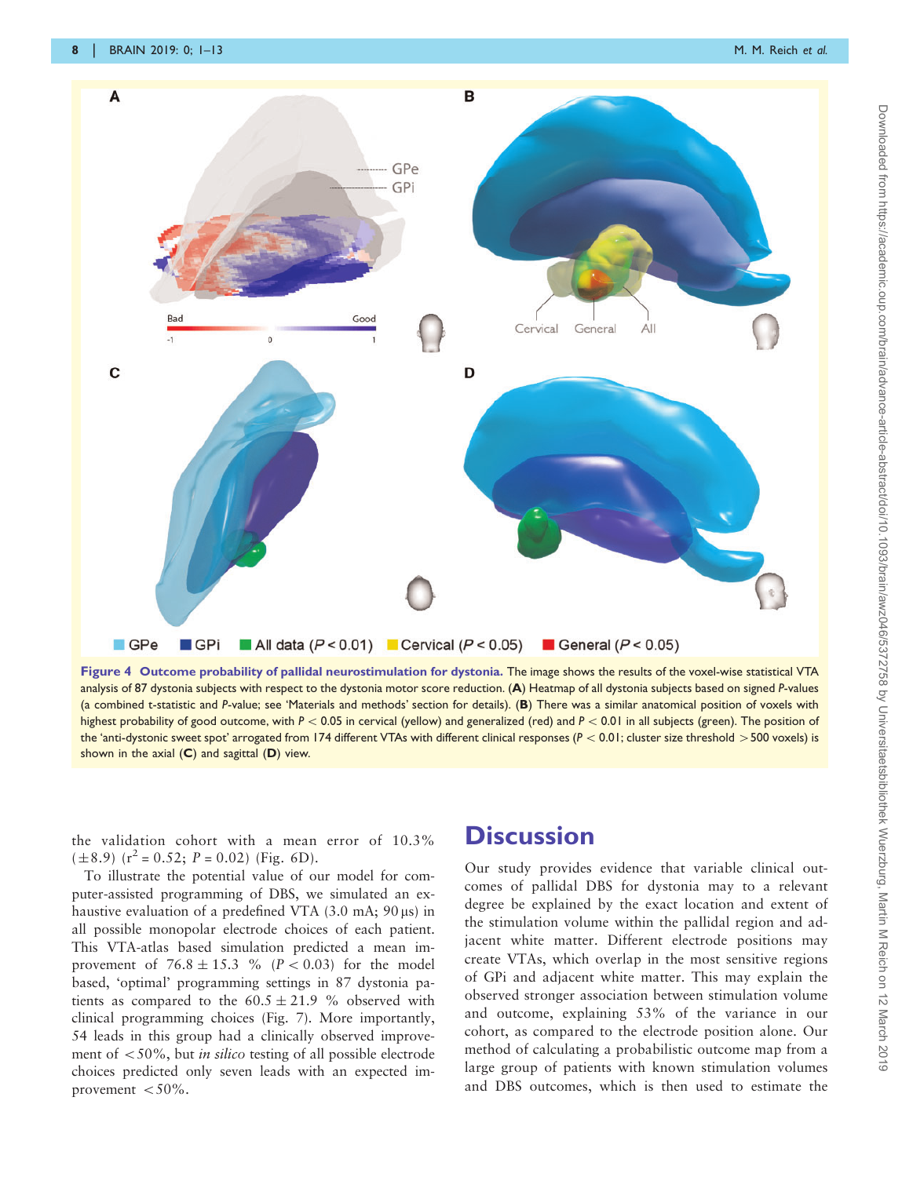Figure 4 Outcome probability of pallidal neurostimulation for dystonia. The image shows the results of the voxel-wise statistical VTA analysis of 87 dystonia subjects with respect to the dystonia motor score reduction. (A) Heatmap of all dystonia subjects based on signed P-values (a combined t-statistic and P-value; see 'Materials and methods' section for details). (B) There was a similar anatomical position of voxels with highest probability of good outcome, with $P < 0.05$ in cervical (yellow) and generalized (red) and $P < 0.01$ in all subjects (green). The position of the 'anti-dystonic sweet spot' arrogated from 174 different VTAs with different clinical responses ($P < 0.01$; cluster size threshold $> 500$ voxels) is shown in the axial (C) and sagittal (D) view.

the validation cohort with a mean error of 10.3% ($\pm$8.9) ($r^2 = 0.52$; $P = 0.02$) (Fig. 6D).

To illustrate the potential value of our model for computer-assisted programming of DBS, we simulated an exhaustive evaluation of a predefined VTA (3.0 mA; 90 µs) in all possible monopolar electrode choices of each patient. This VTA-atlas based simulation predicted a mean improvement of $76.8 \pm 15.3$ % ($P < 0.03$) for the model based, 'optimal' programming settings in 87 dystonia patients as compared to the $60.5 \pm 21.9$ % observed with clinical programming choices (Fig. 7). More importantly, 54 leads in this group had a clinically observed improvement of $< 50$%, but *in silico* testing of all possible electrode choices predicted only seven leads with an expected improvement $< 50$%.

## Discussion

Our study provides evidence that variable clinical outcomes of pallidal DBS for dystonia may to a relevant degree be explained by the exact location and extent of the stimulation volume within the pallidal region and adjacent white matter. Different electrode positions may create VTAs, which overlap in the most sensitive regions of GPi and adjacent white matter. This may explain the observed stronger association between stimulation volume and outcome, explaining 53% of the variance in our cohort, as compared to the electrode position alone. Our method of calculating a probabilistic outcome map from a large group of patients with known stimulation volumes and DBS outcomes, which is then used to estimate the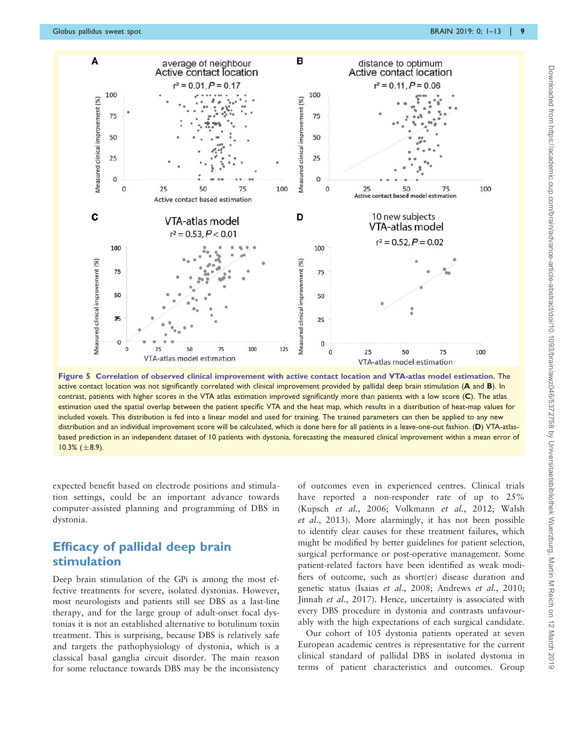**Figure 5 Correlation of observed clinical improvement with active contact location and VTA-atlas model estimation.** The active contact location was not significantly correlated with clinical improvement provided by pallidal deep brain stimulation (**A** and **B**). In contrast, patients with higher scores in the VTA atlas estimation improved significantly more than patients with a low score (**C**). The atlas estimation used the spatial overlap between the patient specific VTA and the heat map, which results in a distribution of heat-map values for included voxels. This distribution is fed into a linear model and used for training. The trained parameters can then be applied to any new distribution and an individual improvement score will be calculated, which is done here for all patients in a leave-one-out fashion. (**D**) VTA-atlas-based prediction in an independent dataset of 10 patients with dystonia, forecasting the measured clinical improvement within a mean error of 10.3% (±8.9).

expected benefit based on electrode positions and stimulation settings, could be an important advance towards computer-assisted planning and programming of DBS in dystonia.

## Efficacy of pallidal deep brain stimulation

Deep brain stimulation of the GPi is among the most effective treatments for severe, isolated dystonias. However, most neurologists and patients still see DBS as a last-line therapy, and for the large group of adult-onset focal dystonias it is not an established alternative to botulinum toxin treatment. This is surprising, because DBS is relatively safe and targets the pathophysiology of dystonia, which is a classical basal ganglia circuit disorder. The main reason for some reluctance towards DBS may be the inconsistency of outcomes even in experienced centres. Clinical trials have reported a non-responder rate of up to 25% (Kupsch *et al.*, 2006; Volkmann *et al.*, 2012; Walsh *et al.*, 2013). More alarmingly, it has not been possible to identify clear causes for these treatment failures, which might be modified by better guidelines for patient selection, surgical performance or post-operative management. Some patient-related factors have been identified as weak modifiers of outcome, such as short(er) disease duration and genetic status (Isaias *et al.*, 2008; Andrews *et al.*, 2010; Jinnah *et al.*, 2017). Hence, uncertainty is associated with every DBS procedure in dystonia and contrasts unfavourably with the high expectations of each surgical candidate.

Our cohort of 105 dystonia patients operated at seven European academic centres is representative for the current clinical standard of pallidal DBS in isolated dystonia in terms of patient characteristics and outcomes. Group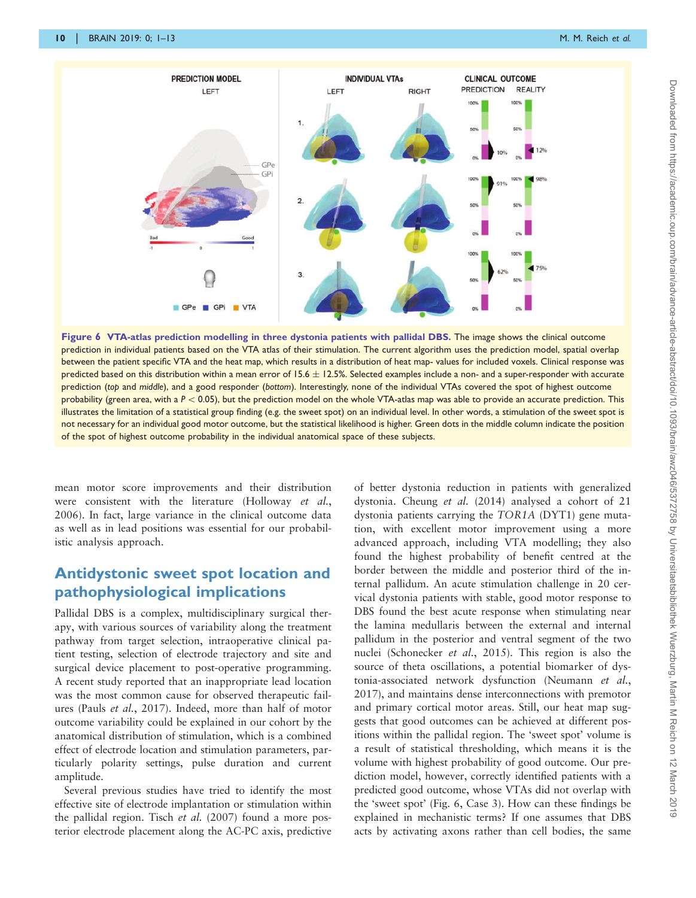**Figure 6 VTA-atlas prediction modelling in three dystonia patients with pallidal DBS.** The image shows the clinical outcome prediction in individual patients based on the VTA atlas of their stimulation. The current algorithm uses the prediction model, spatial overlap between the patient specific VTA and the heat map, which results in a distribution of heat map- values for included voxels. Clinical response was predicted based on this distribution within a mean error of 15.6 ± 12.5%. Selected examples include a non- and a super-responder with accurate prediction (*top* and *middle*), and a good responder (*bottom*). Interestingly, none of the individual VTAs covered the spot of highest outcome probability (green area, with a $P < 0.05$), but the prediction model on the whole VTA-atlas map was able to provide an accurate prediction. This illustrates the limitation of a statistical group finding (e.g. the sweet spot) on an individual level. In other words, a stimulation of the sweet spot is not necessary for an individual good motor outcome, but the statistical likelihood is higher. Green dots in the middle column indicate the position of the spot of highest outcome probability in the individual anatomical space of these subjects.

mean motor score improvements and their distribution were consistent with the literature (Holloway *et al.*, 2006). In fact, large variance in the clinical outcome data as well as in lead positions was essential for our probabilistic analysis approach.

## Antidystonic sweet spot location and pathophysiological implications

Pallidal DBS is a complex, multidisciplinary surgical therapy, with various sources of variability along the treatment pathway from target selection, intraoperative clinical patient testing, selection of electrode trajectory and site and surgical device placement to post-operative programming. A recent study reported that an inappropriate lead location was the most common cause for observed therapeutic failures (Pauls *et al.*, 2017). Indeed, more than half of motor outcome variability could be explained in our cohort by the anatomical distribution of stimulation, which is a combined effect of electrode location and stimulation parameters, particularly polarity settings, pulse duration and current amplitude.

Several previous studies have tried to identify the most effective site of electrode implantation or stimulation within the pallidal region. Tisch *et al.* (2007) found a more posterior electrode placement along the AC-PC axis, predictive of better dystonia reduction in patients with generalized dystonia. Cheung *et al.* (2014) analysed a cohort of 21 dystonia patients carrying the *TOR1A* (DYT1) gene mutation, with excellent motor improvement using a more advanced approach, including VTA modelling; they also found the highest probability of benefit centred at the border between the middle and posterior third of the internal pallidum. An acute stimulation challenge in 20 cervical dystonia patients with stable, good motor response to DBS found the best acute response when stimulating near the lamina medullaris between the external and internal pallidum in the posterior and ventral segment of the two nuclei (Schonecker *et al.*, 2015). This region is also the source of theta oscillations, a potential biomarker of dystonia-associated network dysfunction (Neumann *et al.*, 2017), and maintains dense interconnections with premotor and primary cortical motor areas. Still, our heat map suggests that good outcomes can be achieved at different positions within the pallidal region. The 'sweet spot' volume is a result of statistical thresholding, which means it is the volume with highest probability of good outcome. Our prediction model, however, correctly identified patients with a predicted good outcome, whose VTAs did not overlap with the 'sweet spot' (Fig. 6, Case 3). How can these findings be explained in mechanistic terms? If one assumes that DBS acts by activating axons rather than cell bodies, the same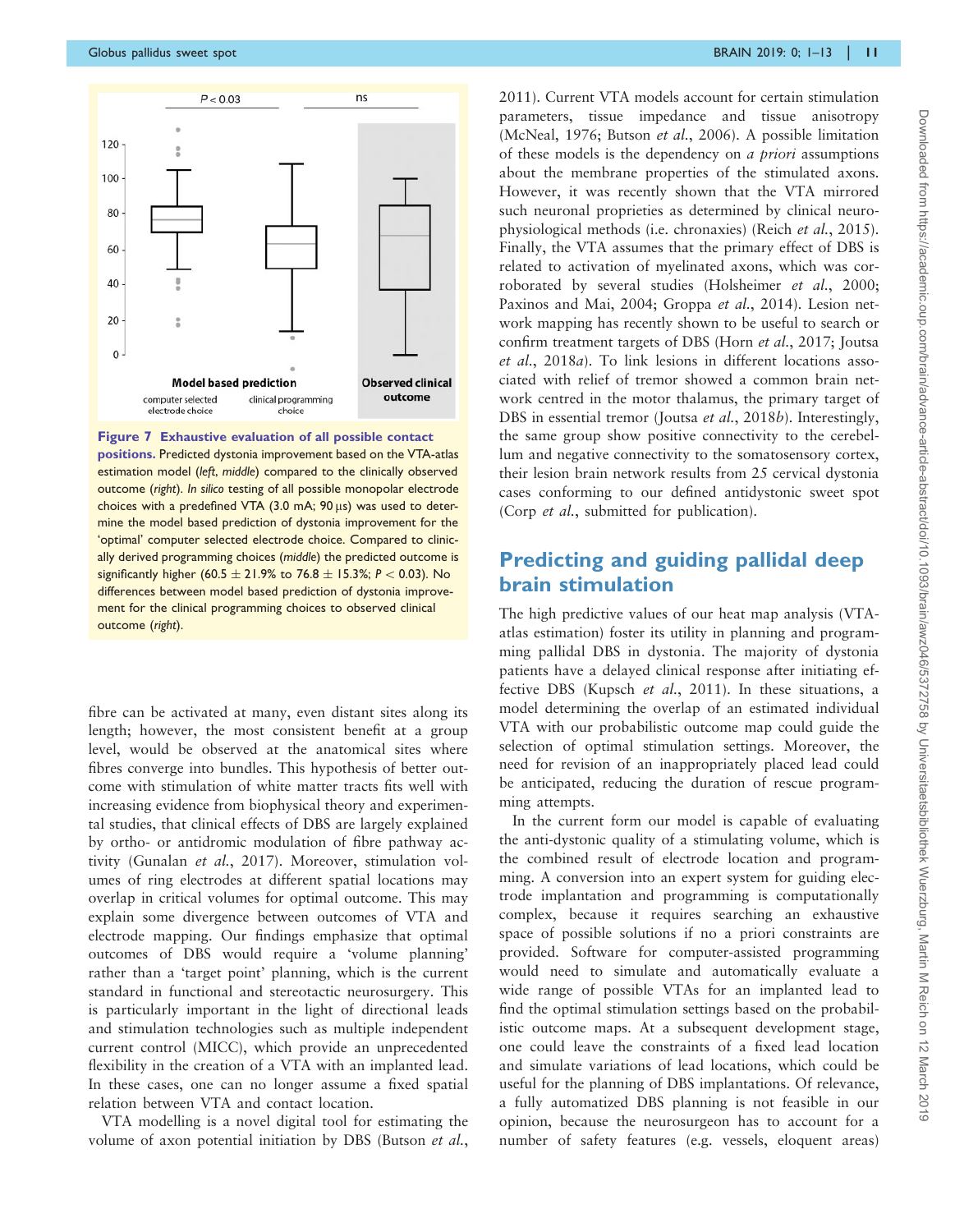Figure 7 Exhaustive evaluation of all possible contact positions. Predicted dystonia improvement based on the VTA-atlas estimation model (*left*, *middle*) compared to the clinically observed outcome (*right*). *In silico* testing of all possible monopolar electrode choices with a predefined VTA (3.0 mA; 90 µs) was used to determine the model based prediction of dystonia improvement for the 'optimal' computer selected electrode choice. Compared to clinically derived programming choices (*middle*) the predicted outcome is significantly higher (60.5 ± 21.9% to 76.8 ± 15.3%; $P < 0.03$). No differences between model based prediction of dystonia improvement for the clinical programming choices to observed clinical outcome (*right*).

fibre can be activated at many, even distant sites along its length; however, the most consistent benefit at a group level, would be observed at the anatomical sites where fibres converge into bundles. This hypothesis of better outcome with stimulation of white matter tracts fits well with increasing evidence from biophysical theory and experimental studies, that clinical effects of DBS are largely explained by ortho- or antidromic modulation of fibre pathway activity (Gunalan *et al.*, 2017). Moreover, stimulation volumes of ring electrodes at different spatial locations may overlap in critical volumes for optimal outcome. This may explain some divergence between outcomes of VTA and electrode mapping. Our findings emphasize that optimal outcomes of DBS would require a 'volume planning' rather than a 'target point' planning, which is the current standard in functional and stereotactic neurosurgery. This is particularly important in the light of directional leads and stimulation technologies such as multiple independent current control (MICC), which provide an unprecedented flexibility in the creation of a VTA with an implanted lead. In these cases, one can no longer assume a fixed spatial relation between VTA and contact location.

VTA modelling is a novel digital tool for estimating the volume of axon potential initiation by DBS (Butson *et al.*, 2011). Current VTA models account for certain stimulation parameters, tissue impedance and tissue anisotropy (McNeal, 1976; Butson *et al.*, 2006). A possible limitation of these models is the dependency on *a priori* assumptions about the membrane properties of the stimulated axons. However, it was recently shown that the VTA mirrored such neuronal proprieties as determined by clinical neurophysiological methods (i.e. chronaxies) (Reich *et al.*, 2015). Finally, the VTA assumes that the primary effect of DBS is related to activation of myelinated axons, which was corroborated by several studies (Holsheimer *et al.*, 2000; Paxinos and Mai, 2004; Groppa *et al.*, 2014). Lesion network mapping has recently shown to be useful to search or confirm treatment targets of DBS (Horn *et al.*, 2017; Joutsa *et al.*, 2018*a*). To link lesions in different locations associated with relief of tremor showed a common brain network centred in the motor thalamus, the primary target of DBS in essential tremor (Joutsa *et al.*, 2018*b*). Interestingly, the same group show positive connectivity to the cerebellum and negative connectivity to the somatosensory cortex, their lesion brain network results from 25 cervical dystonia cases conforming to our defined antidystonic sweet spot (Corp *et al.*, submitted for publication).

## Predicting and guiding pallidal deep brain stimulation

The high predictive values of our heat map analysis (VTA-atlas estimation) foster its utility in planning and programming pallidal DBS in dystonia. The majority of dystonia patients have a delayed clinical response after initiating effective DBS (Kupsch *et al.*, 2011). In these situations, a model determining the overlap of an estimated individual VTA with our probabilistic outcome map could guide the selection of optimal stimulation settings. Moreover, the need for revision of an inappropriately placed lead could be anticipated, reducing the duration of rescue programming attempts.

In the current form our model is capable of evaluating the anti-dystonic quality of a stimulating volume, which is the combined result of electrode location and programming. A conversion into an expert system for guiding electrode implantation and programming is computationally complex, because it requires searching an exhaustive space of possible solutions if no a priori constraints are provided. Software for computer-assisted programming would need to simulate and automatically evaluate a wide range of possible VTAs for an implanted lead to find the optimal stimulation settings based on the probabilistic outcome maps. At a subsequent development stage, one could leave the constraints of a fixed lead location and simulate variations of lead locations, which could be useful for the planning of DBS implantations. Of relevance, a fully automatized DBS planning is not feasible in our opinion, because the neurosurgeon has to account for a number of safety features (e.g. vessels, eloquent areas)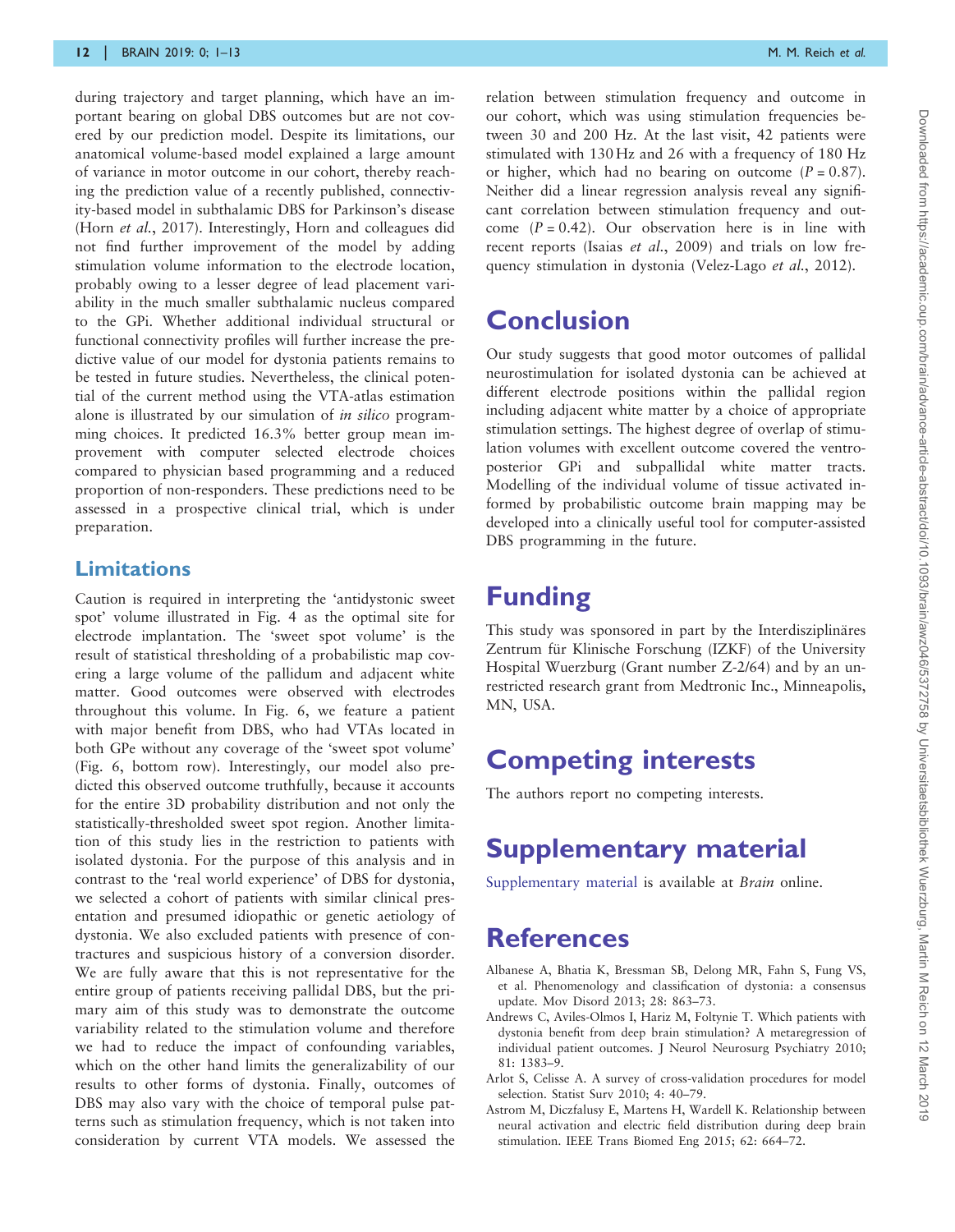during trajectory and target planning, which have an important bearing on global DBS outcomes but are not covered by our prediction model. Despite its limitations, our anatomical volume-based model explained a large amount of variance in motor outcome in our cohort, thereby reaching the prediction value of a recently published, connectivity-based model in subthalamic DBS for Parkinson's disease (Horn *et al.*, 2017). Interestingly, Horn and colleagues did not find further improvement of the model by adding stimulation volume information to the electrode location, probably owing to a lesser degree of lead placement variability in the much smaller subthalamic nucleus compared to the GPi. Whether additional individual structural or functional connectivity profiles will further increase the predictive value of our model for dystonia patients remains to be tested in future studies. Nevertheless, the clinical potential of the current method using the VTA-atlas estimation alone is illustrated by our simulation of *in silico* programming choices. It predicted 16.3% better group mean improvement with computer selected electrode choices compared to physician based programming and a reduced proportion of non-responders. These predictions need to be assessed in a prospective clinical trial, which is under preparation.

## Limitations

Caution is required in interpreting the 'antidystonic sweet spot' volume illustrated in Fig. 4 as the optimal site for electrode implantation. The 'sweet spot volume' is the result of statistical thresholding of a probabilistic map covering a large volume of the pallidum and adjacent white matter. Good outcomes were observed with electrodes throughout this volume. In Fig. 6, we feature a patient with major benefit from DBS, who had VTAs located in both GPe without any coverage of the 'sweet spot volume' (Fig. 6, bottom row). Interestingly, our model also predicted this observed outcome truthfully, because it accounts for the entire 3D probability distribution and not only the statistically-thresholded sweet spot region. Another limitation of this study lies in the restriction to patients with isolated dystonia. For the purpose of this analysis and in contrast to the 'real world experience' of DBS for dystonia, we selected a cohort of patients with similar clinical presentation and presumed idiopathic or genetic aetiology of dystonia. We also excluded patients with presence of contractures and suspicious history of a conversion disorder. We are fully aware that this is not representative for the entire group of patients receiving pallidal DBS, but the primary aim of this study was to demonstrate the outcome variability related to the stimulation volume and therefore we had to reduce the impact of confounding variables, which on the other hand limits the generalizability of our results to other forms of dystonia. Finally, outcomes of DBS may also vary with the choice of temporal pulse patterns such as stimulation frequency, which is not taken into consideration by current VTA models. We assessed the relation between stimulation frequency and outcome in our cohort, which was using stimulation frequencies between 30 and 200 Hz. At the last visit, 42 patients were stimulated with 130 Hz and 26 with a frequency of 180 Hz or higher, which had no bearing on outcome ($P = 0.87$). Neither did a linear regression analysis reveal any significant correlation between stimulation frequency and outcome ($P = 0.42$). Our observation here is in line with recent reports (Isaias *et al.*, 2009) and trials on low frequency stimulation in dystonia (Velez-Lago *et al.*, 2012).

# Conclusion

Our study suggests that good motor outcomes of pallidal neurostimulation for isolated dystonia can be achieved at different electrode positions within the pallidal region including adjacent white matter by a choice of appropriate stimulation settings. The highest degree of overlap of stimulation volumes with excellent outcome covered the ventroposterior GPi and subpallidal white matter tracts. Modelling of the individual volume of tissue activated informed by probabilistic outcome brain mapping may be developed into a clinically useful tool for computer-assisted DBS programming in the future.

# Funding

This study was sponsored in part by the Interdisziplinäres Zentrum für Klinische Forschung (IZKF) of the University Hospital Wuerzburg (Grant number Z-2/64) and by an unrestricted research grant from Medtronic Inc., Minneapolis, MN, USA.

# Competing interests

The authors report no competing interests.

# Supplementary material

Supplementary material is available at *Brain* online.

# References

Albanese A, Bhatia K, Bressman SB, Delong MR, Fahn S, Fung VS, et al. Phenomenology and classification of dystonia: a consensus update. Mov Disord 2013; 28: 863–73.

Andrews C, Aviles-Olmos I, Hariz M, Foltynie T. Which patients with dystonia benefit from deep brain stimulation? A metaregression of individual patient outcomes. J Neurol Neurosurg Psychiatry 2010; 81: 1383–9.

Arlot S, Celisse A. A survey of cross-validation procedures for model selection. Statist Surv 2010; 4: 40–79.

Astrom M, Diczfalusy E, Martens H, Wardell K. Relationship between neural activation and electric field distribution during deep brain stimulation. IEEE Trans Biomed Eng 2015; 62: 664–72.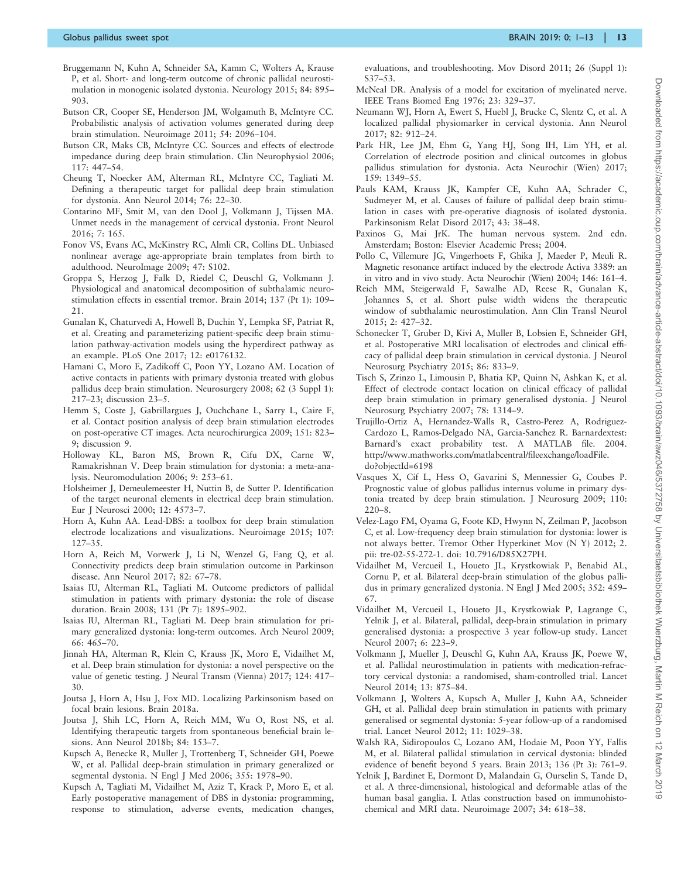Bruggemann N, Kuhn A, Schneider SA, Kamm C, Wolters A, Krause P, et al. Short- and long-term outcome of chronic pallidal neurostimulation in monogenic isolated dystonia. Neurology 2015; 84: 895–903.

Butson CR, Cooper SE, Henderson JM, Wolgamuth B, McIntyre CC. Probabilistic analysis of activation volumes generated during deep brain stimulation. Neuroimage 2011; 54: 2096–104.

Butson CR, Maks CB, McIntyre CC. Sources and effects of electrode impedance during deep brain stimulation. Clin Neurophysiol 2006; 117: 447–54.

Cheung T, Noecker AM, Alterman RL, McIntyre CC, Tagliati M. Defining a therapeutic target for pallidal deep brain stimulation for dystonia. Ann Neurol 2014; 76: 22–30.

Contarino MF, Smit M, van den Dool J, Volkmann J, Tijssen MA. Unmet needs in the management of cervical dystonia. Front Neurol 2016; 7: 165.

Fonov VS, Evans AC, McKinstry RC, Almli CR, Collins DL. Unbiased nonlinear average age-appropriate brain templates from birth to adulthood. NeuroImage 2009; 47: S102.

Groppa S, Herzog J, Falk D, Riedel C, Deuschl G, Volkmann J. Physiological and anatomical decomposition of subthalamic neurostimulation effects in essential tremor. Brain 2014; 137 (Pt 1): 109–21.

Gunalan K, Chaturvedi A, Howell B, Duchin Y, Lempka SF, Patriat R, et al. Creating and parameterizing patient-specific deep brain stimulation pathway-activation models using the hyperdirect pathway as an example. PLoS One 2017; 12: e0176132.

Hamani C, Moro E, Zadikoff C, Poon YY, Lozano AM. Location of active contacts in patients with primary dystonia treated with globus pallidus deep brain stimulation. Neurosurgery 2008; 62 (3 Suppl 1): 217–23; discussion 23–5.

Hemm S, Coste J, Gabrillargues J, Ouchchane L, Sarry L, Caire F, et al. Contact position analysis of deep brain stimulation electrodes on post-operative CT images. Acta neurochirurgica 2009; 151: 823–9; discussion 9.

Holloway KL, Baron MS, Brown R, Cifu DX, Carne W, Ramakrishnan V. Deep brain stimulation for dystonia: a meta-analysis. Neuromodulation 2006; 9: 253–61.

Holsheimer J, Demeulemeester H, Nuttin B, de Sutter P. Identification of the target neuronal elements in electrical deep brain stimulation. Eur J Neurosci 2000; 12: 4573–7.

Horn A, Kuhn AA. Lead-DBS: a toolbox for deep brain stimulation electrode localizations and visualizations. Neuroimage 2015; 107: 127–35.

Horn A, Reich M, Vorwerk J, Li N, Wenzel G, Fang Q, et al. Connectivity predicts deep brain stimulation outcome in Parkinson disease. Ann Neurol 2017; 82: 67–78.

Isaias IU, Alterman RL, Tagliati M. Outcome predictors of pallidal stimulation in patients with primary dystonia: the role of disease duration. Brain 2008; 131 (Pt 7): 1895–902.

Isaias IU, Alterman RL, Tagliati M. Deep brain stimulation for primary generalized dystonia: long-term outcomes. Arch Neurol 2009; 66: 465–70.

Jinnah HA, Alterman R, Klein C, Krauss JK, Moro E, Vidailhet M, et al. Deep brain stimulation for dystonia: a novel perspective on the value of genetic testing. J Neural Transm (Vienna) 2017; 124: 417–30.

Joutsa J, Horn A, Hsu J, Fox MD. Localizing Parkinsonism based on focal brain lesions. Brain 2018a.

Joutsa J, Shih LC, Horn A, Reich MM, Wu O, Rost NS, et al. Identifying therapeutic targets from spontaneous beneficial brain lesions. Ann Neurol 2018b; 84: 153–7.

Kupsch A, Benecke R, Muller J, Trottenberg T, Schneider GH, Poewe W, et al. Pallidal deep-brain stimulation in primary generalized or segmental dystonia. N Engl J Med 2006; 355: 1978–90.

Kupsch A, Tagliati M, Vidailhet M, Aziz T, Krack P, Moro E, et al. Early postoperative management of DBS in dystonia: programming, response to stimulation, adverse events, medication changes, evaluations, and troubleshooting. Mov Disord 2011; 26 (Suppl 1): S37–53.

McNeal DR. Analysis of a model for excitation of myelinated nerve. IEEE Trans Biomed Eng 1976; 23: 329–37.

Neumann WJ, Horn A, Ewert S, Huebl J, Brucke C, Slentz C, et al. A localized pallidal physiomarker in cervical dystonia. Ann Neurol 2017; 82: 912–24.

Park HR, Lee JM, Ehm G, Yang HJ, Song IH, Lim YH, et al. Correlation of electrode position and clinical outcomes in globus pallidus stimulation for dystonia. Acta Neurochir (Wien) 2017; 159: 1349–55.

Pauls KAM, Krauss JK, Kampfer CE, Kuhn AA, Schrader C, Sudmeyer M, et al. Causes of failure of pallidal deep brain stimulation in cases with pre-operative diagnosis of isolated dystonia. Parkinsonism Relat Disord 2017; 43: 38–48.

Paxinos G, Mai JrK. The human nervous system. 2nd edn. Amsterdam; Boston: Elsevier Academic Press; 2004.

Pollo C, Villemure JG, Vingerhoets F, Ghika J, Maeder P, Meuli R. Magnetic resonance artifact induced by the electrode Activa 3389: an in vitro and in vivo study. Acta Neurochir (Wien) 2004; 146: 161–4.

Reich MM, Steigerwald F, Sawalhe AD, Reese R, Gunalan K, Johannes S, et al. Short pulse width widens the therapeutic window of subthalamic neurostimulation. Ann Clin Transl Neurol 2015; 2: 427–32.

Schonecker T, Gruber D, Kivi A, Muller B, Lobsien E, Schneider GH, et al. Postoperative MRI localisation of electrodes and clinical efficacy of pallidal deep brain stimulation in cervical dystonia. J Neurol Neurosurg Psychiatry 2015; 86: 833–9.

Tisch S, Zrinzo L, Limousin P, Bhatia KP, Quinn N, Ashkan K, et al. Effect of electrode contact location on clinical efficacy of pallidal deep brain stimulation in primary generalised dystonia. J Neurol Neurosurg Psychiatry 2007; 78: 1314–9.

Trujillo-Ortiz A, Hernandez-Walls R, Castro-Perez A, Rodriguez-Cardozo L, Ramos-Delgado NA, Garcia-Sanchez R. Barnardextest: Barnard's exact probability test. A MATLAB file. 2004. http://www.mathworks.com/matlabcentral/fileexchange/loadFile.do?objectId=6198

Vasques X, Cif L, Hess O, Gavarini S, Mennessier G, Coubes P. Prognostic value of globus pallidus internus volume in primary dystonia treated by deep brain stimulation. J Neurosurg 2009; 110: 220–8.

Velez-Lago FM, Oyama G, Foote KD, Hwynn N, Zeilman P, Jacobson C, et al. Low-frequency deep brain stimulation for dystonia: lower is not always better. Tremor Other Hyperkinet Mov (N Y) 2012; 2. pii: tre-02-55-272-1. doi: 10.7916/D85X27PH.

Vidailhet M, Vercueil L, Houeto JL, Krystkowiak P, Benabid AL, Cornu P, et al. Bilateral deep-brain stimulation of the globus pallidus in primary generalized dystonia. N Engl J Med 2005; 352: 459–67.

Vidailhet M, Vercueil L, Houeto JL, Krystkowiak P, Lagrange C, Yelnik J, et al. Bilateral, pallidal, deep-brain stimulation in primary generalised dystonia: a prospective 3 year follow-up study. Lancet Neurol 2007; 6: 223–9.

Volkmann J, Mueller J, Deuschl G, Kuhn AA, Krauss JK, Poewe W, et al. Pallidal neurostimulation in patients with medication-refractory cervical dystonia: a randomised, sham-controlled trial. Lancet Neurol 2014; 13: 875–84.

Volkmann J, Wolters A, Kupsch A, Muller J, Kuhn AA, Schneider GH, et al. Pallidal deep brain stimulation in patients with primary generalised or segmental dystonia: 5-year follow-up of a randomised trial. Lancet Neurol 2012; 11: 1029–38.

Walsh RA, Sidiropoulos C, Lozano AM, Hodaie M, Poon YY, Fallis M, et al. Bilateral pallidal stimulation in cervical dystonia: blinded evidence of benefit beyond 5 years. Brain 2013; 136 (Pt 3): 761–9.

Yelnik J, Bardinet E, Dormont D, Malandain G, Ourselin S, Tande D, et al. A three-dimensional, histological and deformable atlas of the human basal ganglia. I. Atlas construction based on immunohistochemical and MRI data. Neuroimage 2007; 34: 618–38.